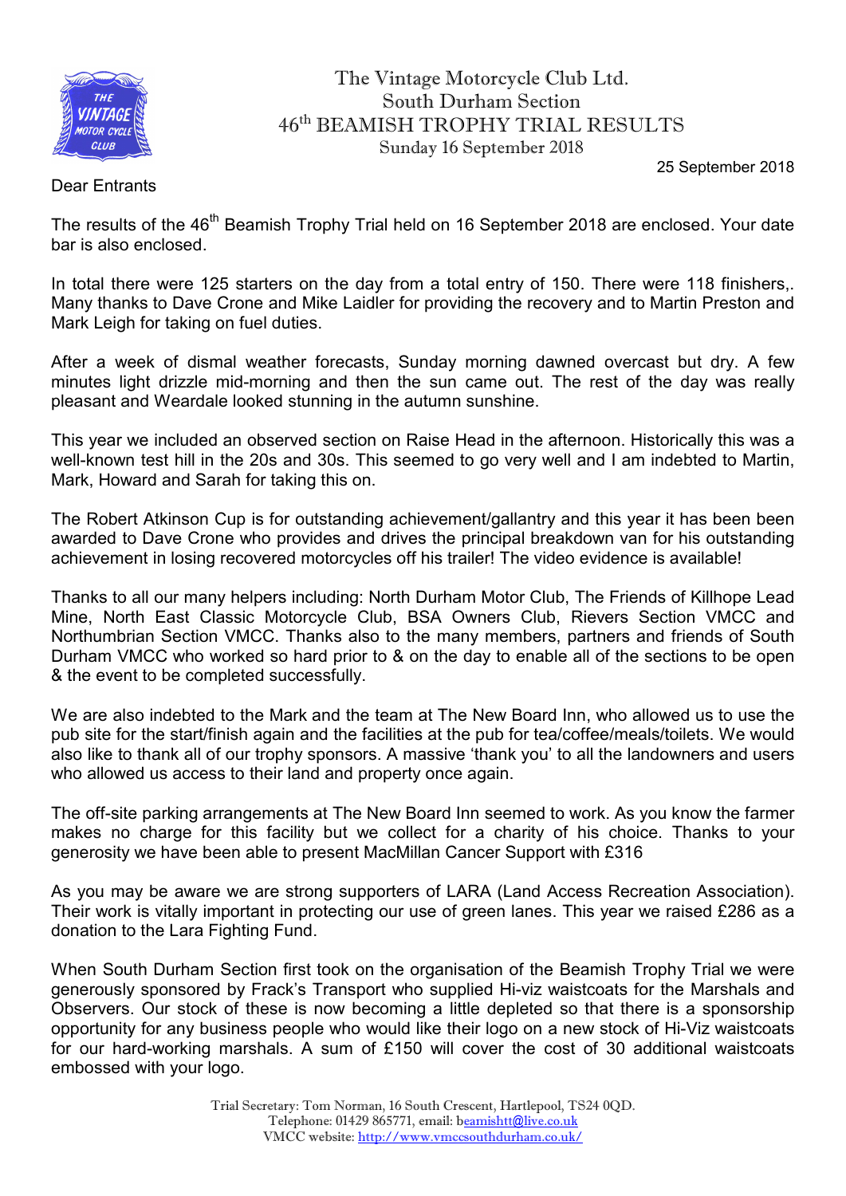# The Vintage Motorcycle Club Ltd.
## South Durham Section
## 46th BEAMISH TROPHY TRIAL RESULTS
### Sunday 16 September 2018

25 September 2018

Dear Entrants

The results of the 46th Beamish Trophy Trial held on 16 September 2018 are enclosed. Your date bar is also enclosed.

In total there were 125 starters on the day from a total entry of 150. There were 118 finishers,. Many thanks to Dave Crone and Mike Laidler for providing the recovery and to Martin Preston and Mark Leigh for taking on fuel duties.

After a week of dismal weather forecasts, Sunday morning dawned overcast but dry. A few minutes light drizzle mid-morning and then the sun came out. The rest of the day was really pleasant and Weardale looked stunning in the autumn sunshine.

This year we included an observed section on Raise Head in the afternoon. Historically this was a well-known test hill in the 20s and 30s. This seemed to go very well and I am indebted to Martin, Mark, Howard and Sarah for taking this on.

The Robert Atkinson Cup is for outstanding achievement/gallantry and this year it has been been awarded to Dave Crone who provides and drives the principal breakdown van for his outstanding achievement in losing recovered motorcycles off his trailer! The video evidence is available!

Thanks to all our many helpers including: North Durham Motor Club, The Friends of Killhope Lead Mine, North East Classic Motorcycle Club, BSA Owners Club, Rievers Section VMCC and Northumbrian Section VMCC. Thanks also to the many members, partners and friends of South Durham VMCC who worked so hard prior to & on the day to enable all of the sections to be open & the event to be completed successfully.

We are also indebted to the Mark and the team at The New Board Inn, who allowed us to use the pub site for the start/finish again and the facilities at the pub for tea/coffee/meals/toilets. We would also like to thank all of our trophy sponsors. A massive 'thank you' to all the landowners and users who allowed us access to their land and property once again.

The off-site parking arrangements at The New Board Inn seemed to work. As you know the farmer makes no charge for this facility but we collect for a charity of his choice. Thanks to your generosity we have been able to present MacMillan Cancer Support with £316

As you may be aware we are strong supporters of LARA (Land Access Recreation Association). Their work is vitally important in protecting our use of green lanes. This year we raised £286 as a donation to the Lara Fighting Fund.

When South Durham Section first took on the organisation of the Beamish Trophy Trial we were generously sponsored by Frack's Transport who supplied Hi-viz waistcoats for the Marshals and Observers. Our stock of these is now becoming a little depleted so that there is a sponsorship opportunity for any business people who would like their logo on a new stock of Hi-Viz waistcoats for our hard-working marshals. A sum of £150 will cover the cost of 30 additional waistcoats embossed with your logo.

Trial Secretary: Tom Norman, 16 South Crescent, Hartlepool, TS24 0QD.
Telephone: 01429 865771, email: beamishtt@live.co.uk
VMCC website: http://www.vmccsouthdurham.co.uk/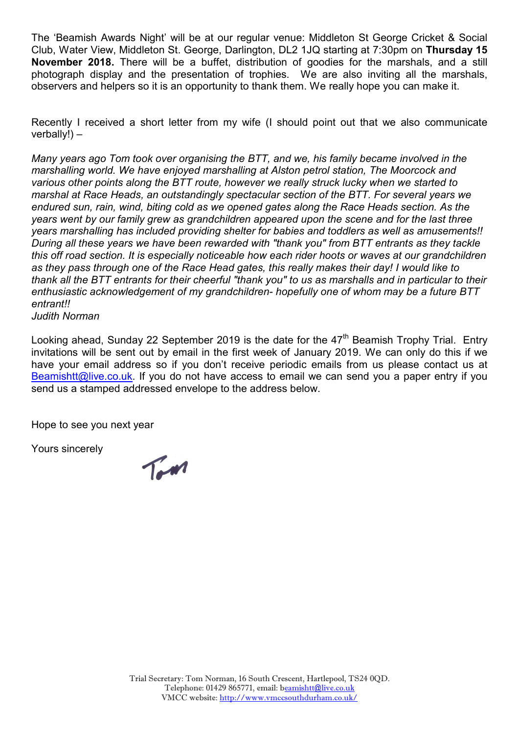The 'Beamish Awards Night' will be at our regular venue: Middleton St George Cricket & Social Club, Water View, Middleton St. George, Darlington, DL2 1JQ starting at 7:30pm on **Thursday 15 November 2018.** There will be a buffet, distribution of goodies for the marshals, and a still photograph display and the presentation of trophies. We are also inviting all the marshals, observers and helpers so it is an opportunity to thank them. We really hope you can make it.

Recently I received a short letter from my wife (I should point out that we also communicate verbally!) –

*Many years ago Tom took over organising the BTT, and we, his family became involved in the marshalling world. We have enjoyed marshalling at Alston petrol station, The Moorcock and various other points along the BTT route, however we really struck lucky when we started to marshal at Race Heads, an outstandingly spectacular section of the BTT. For several years we endured sun, rain, wind, biting cold as we opened gates along the Race Heads section. As the years went by our family grew as grandchildren appeared upon the scene and for the last three years marshalling has included providing shelter for babies and toddlers as well as amusements!! During all these years we have been rewarded with "thank you" from BTT entrants as they tackle this off road section. It is especially noticeable how each rider hoots or waves at our grandchildren as they pass through one of the Race Head gates, this really makes their day! I would like to thank all the BTT entrants for their cheerful "thank you" to us as marshalls and in particular to their enthusiastic acknowledgement of my grandchildren- hopefully one of whom may be a future BTT entrant!!*
*Judith Norman*

Looking ahead, Sunday 22 September 2019 is the date for the 47th Beamish Trophy Trial. Entry invitations will be sent out by email in the first week of January 2019. We can only do this if we have your email address so if you don't receive periodic emails from us please contact us at Beamishtt@live.co.uk. If you do not have access to email we can send you a paper entry if you send us a stamped addressed envelope to the address below.

Hope to see you next year

Yours sincerely

Tom

Trial Secretary: Tom Norman, 16 South Crescent, Hartlepool, TS24 0QD.
Telephone: 01429 865771, email: beamishtt@live.co.uk
VMCC website: http://www.vmccsouthdurham.co.uk/